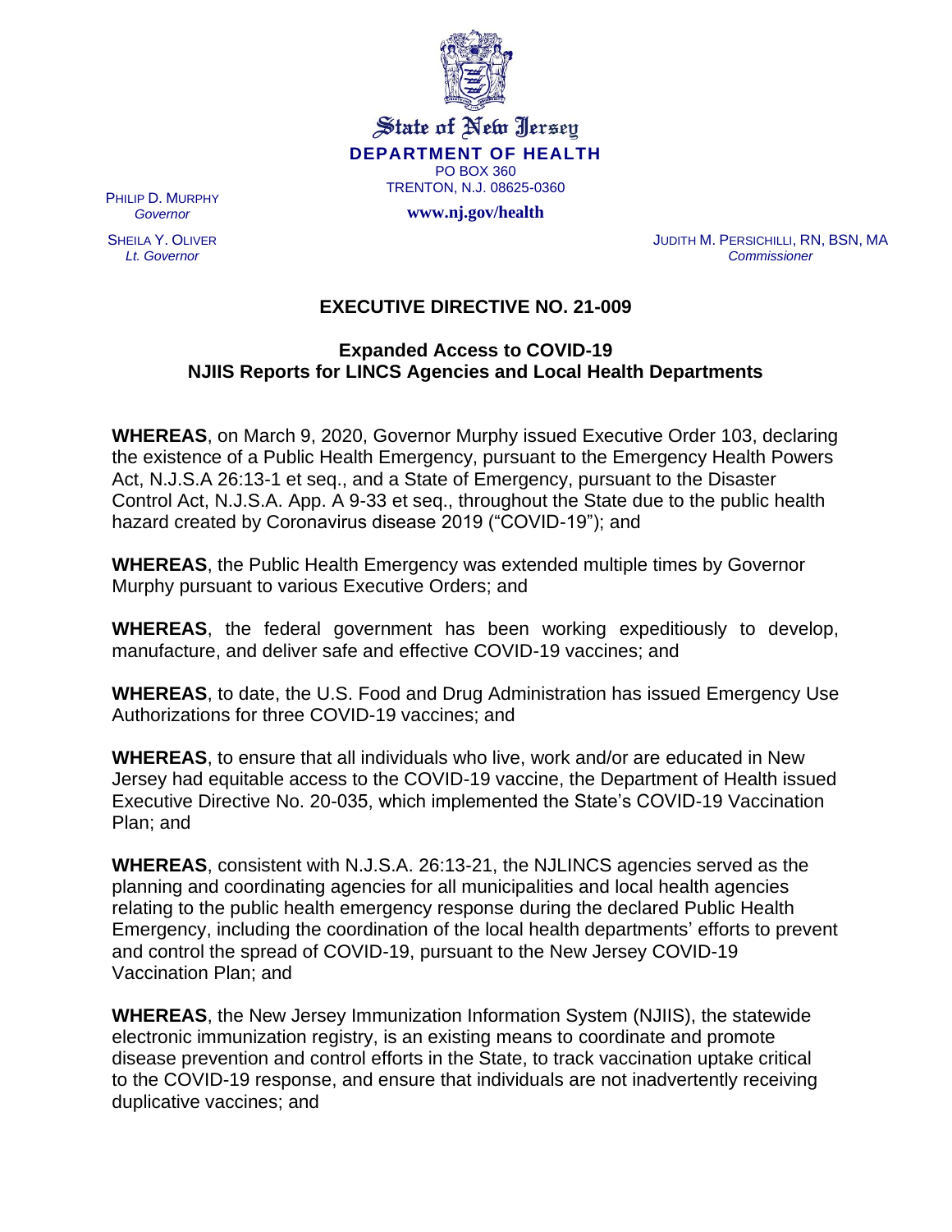State of New Jersey

**DEPARTMENT OF HEALTH**

PO BOX 360

TRENTON, N.J. 08625-0360

**www.nj.gov/health**

PHILIP D. MURPHY
*Governor*

SHEILA Y. OLIVER
*Lt. Governor*

JUDITH M. PERSICHILLI, RN, BSN, MA
*Commissioner*

# EXECUTIVE DIRECTIVE NO. 21-009

## Expanded Access to COVID-19 NJIIS Reports for LINCS Agencies and Local Health Departments

**WHEREAS**, on March 9, 2020, Governor Murphy issued Executive Order 103, declaring the existence of a Public Health Emergency, pursuant to the Emergency Health Powers Act, N.J.S.A 26:13-1 et seq., and a State of Emergency, pursuant to the Disaster Control Act, N.J.S.A. App. A 9-33 et seq., throughout the State due to the public health hazard created by Coronavirus disease 2019 ("COVID-19"); and

**WHEREAS**, the Public Health Emergency was extended multiple times by Governor Murphy pursuant to various Executive Orders; and

**WHEREAS**, the federal government has been working expeditiously to develop, manufacture, and deliver safe and effective COVID-19 vaccines; and

**WHEREAS**, to date, the U.S. Food and Drug Administration has issued Emergency Use Authorizations for three COVID-19 vaccines; and

**WHEREAS**, to ensure that all individuals who live, work and/or are educated in New Jersey had equitable access to the COVID-19 vaccine, the Department of Health issued Executive Directive No. 20-035, which implemented the State's COVID-19 Vaccination Plan; and

**WHEREAS**, consistent with N.J.S.A. 26:13-21, the NJLINCS agencies served as the planning and coordinating agencies for all municipalities and local health agencies relating to the public health emergency response during the declared Public Health Emergency, including the coordination of the local health departments' efforts to prevent and control the spread of COVID-19, pursuant to the New Jersey COVID-19 Vaccination Plan; and

**WHEREAS**, the New Jersey Immunization Information System (NJIIS), the statewide electronic immunization registry, is an existing means to coordinate and promote disease prevention and control efforts in the State, to track vaccination uptake critical to the COVID-19 response, and ensure that individuals are not inadvertently receiving duplicative vaccines; and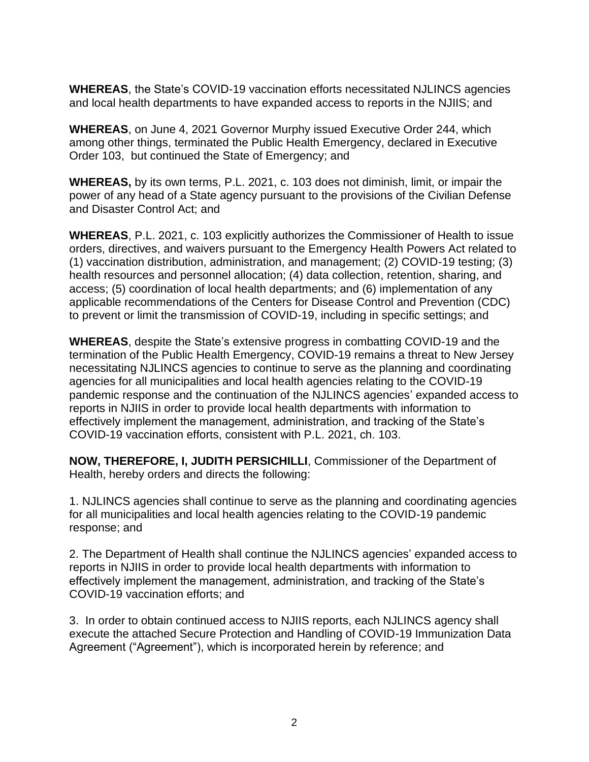**WHEREAS**, the State's COVID-19 vaccination efforts necessitated NJLINCS agencies and local health departments to have expanded access to reports in the NJIIS; and

**WHEREAS**, on June 4, 2021 Governor Murphy issued Executive Order 244, which among other things, terminated the Public Health Emergency, declared in Executive Order 103, but continued the State of Emergency; and

**WHEREAS,** by its own terms, P.L. 2021, c. 103 does not diminish, limit, or impair the power of any head of a State agency pursuant to the provisions of the Civilian Defense and Disaster Control Act; and

**WHEREAS**, P.L. 2021, c. 103 explicitly authorizes the Commissioner of Health to issue orders, directives, and waivers pursuant to the Emergency Health Powers Act related to (1) vaccination distribution, administration, and management; (2) COVID-19 testing; (3) health resources and personnel allocation; (4) data collection, retention, sharing, and access; (5) coordination of local health departments; and (6) implementation of any applicable recommendations of the Centers for Disease Control and Prevention (CDC) to prevent or limit the transmission of COVID-19, including in specific settings; and

**WHEREAS**, despite the State's extensive progress in combatting COVID-19 and the termination of the Public Health Emergency, COVID-19 remains a threat to New Jersey necessitating NJLINCS agencies to continue to serve as the planning and coordinating agencies for all municipalities and local health agencies relating to the COVID-19 pandemic response and the continuation of the NJLINCS agencies' expanded access to reports in NJIIS in order to provide local health departments with information to effectively implement the management, administration, and tracking of the State's COVID-19 vaccination efforts, consistent with P.L. 2021, ch. 103.

**NOW, THEREFORE, I, JUDITH PERSICHILLI**, Commissioner of the Department of Health, hereby orders and directs the following:

1. NJLINCS agencies shall continue to serve as the planning and coordinating agencies for all municipalities and local health agencies relating to the COVID-19 pandemic response; and

2. The Department of Health shall continue the NJLINCS agencies' expanded access to reports in NJIIS in order to provide local health departments with information to effectively implement the management, administration, and tracking of the State's COVID-19 vaccination efforts; and

3. In order to obtain continued access to NJIIS reports, each NJLINCS agency shall execute the attached Secure Protection and Handling of COVID-19 Immunization Data Agreement ("Agreement"), which is incorporated herein by reference; and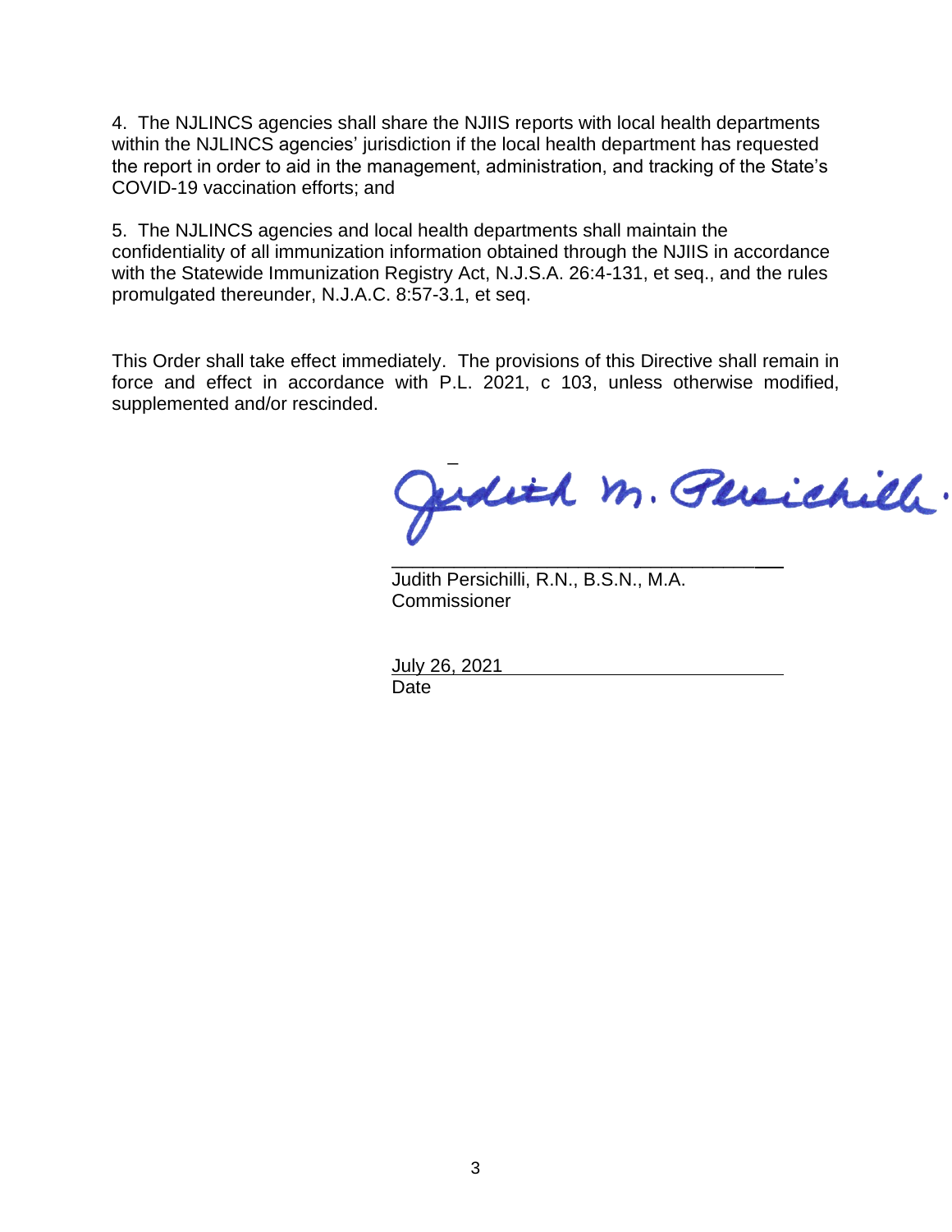4. The NJLINCS agencies shall share the NJIIS reports with local health departments within the NJLINCS agencies' jurisdiction if the local health department has requested the report in order to aid in the management, administration, and tracking of the State's COVID-19 vaccination efforts; and

5. The NJLINCS agencies and local health departments shall maintain the confidentiality of all immunization information obtained through the NJIIS in accordance with the Statewide Immunization Registry Act, N.J.S.A. 26:4-131, et seq., and the rules promulgated thereunder, N.J.A.C. 8:57-3.1, et seq.

This Order shall take effect immediately. The provisions of this Directive shall remain in force and effect in accordance with P.L. 2021, c 103, unless otherwise modified, supplemented and/or rescinded.

Judith M. Persichilli

Judith Persichilli, R.N., B.S.N., M.A.
Commissioner

July 26, 2021
Date